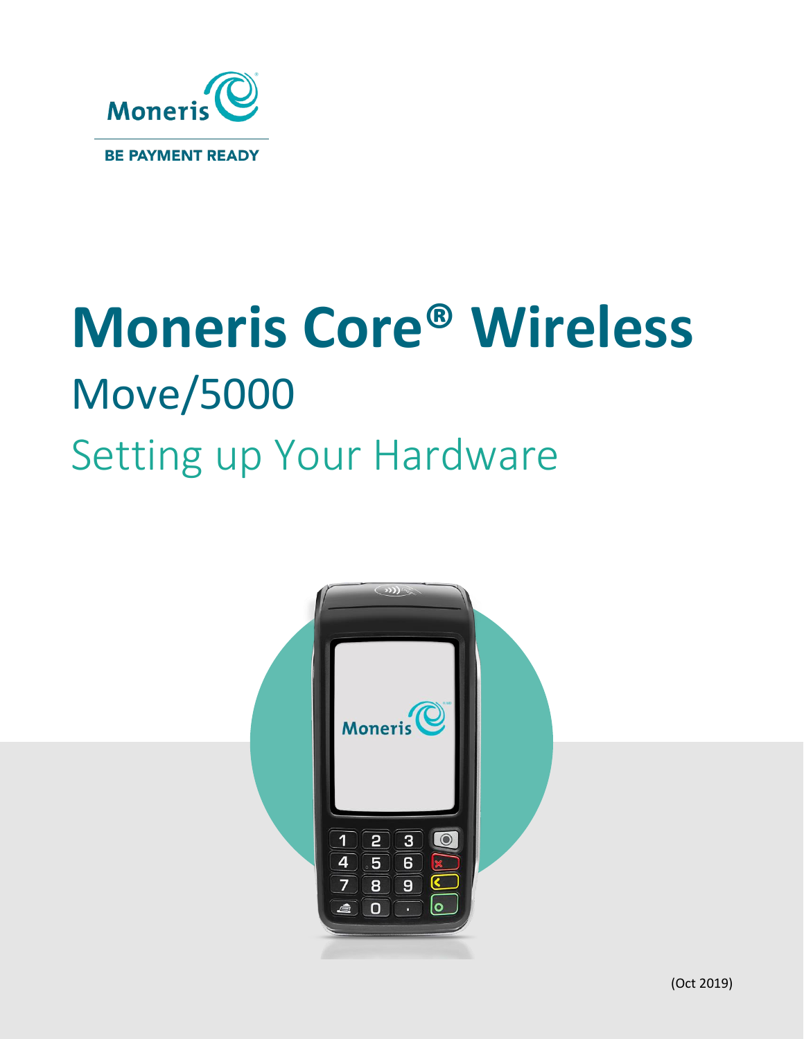Moneris

BE PAYMENT READY

# Moneris Core® Wireless

## Move/5000

## Setting up Your Hardware

(Oct 2019)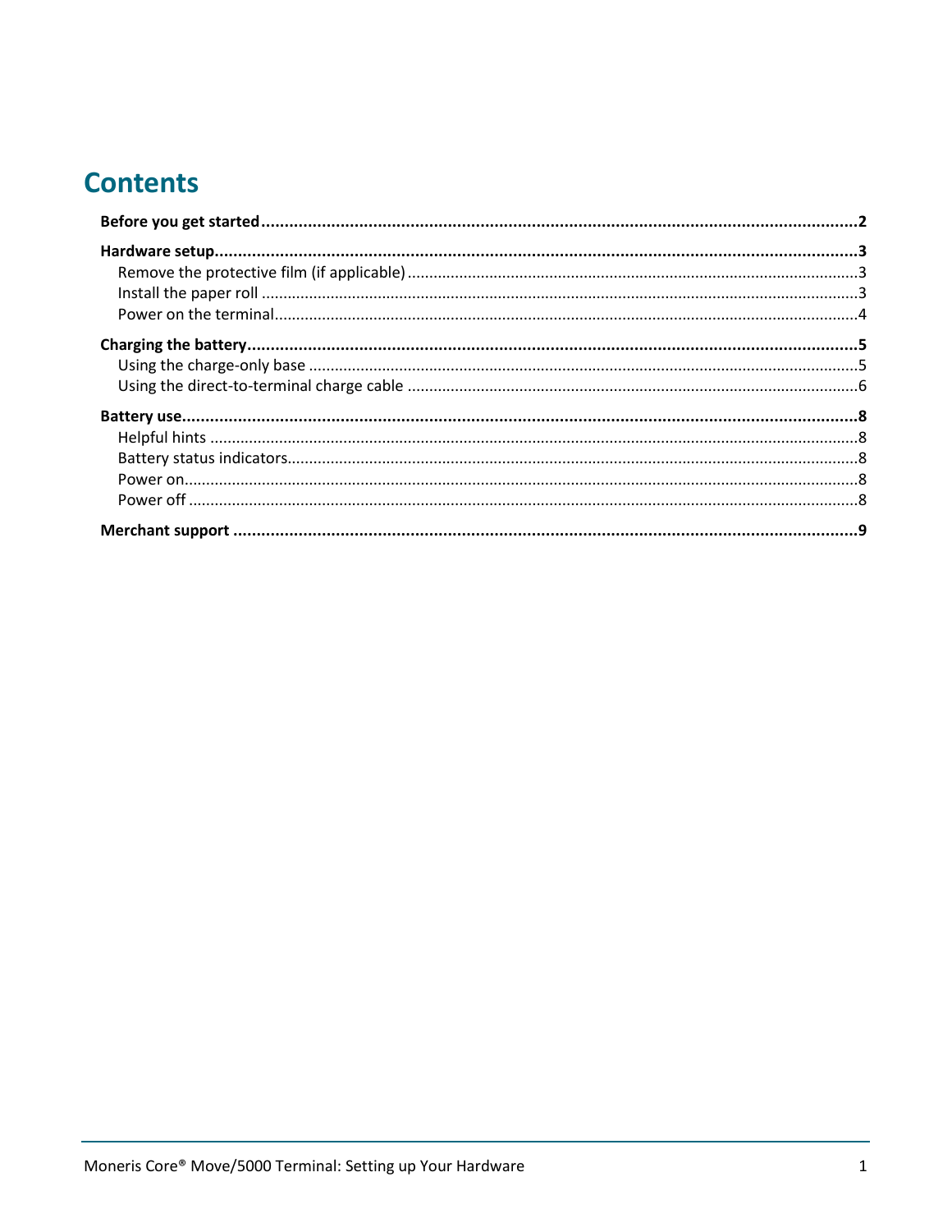# Contents

**Before you get started** ..... **2**

**Hardware setup** ..... **3**

- Remove the protective film (if applicable) ..... 3
- Install the paper roll ..... 3
- Power on the terminal ..... 4

**Charging the battery** ..... **5**

- Using the charge-only base ..... 5
- Using the direct-to-terminal charge cable ..... 6

**Battery use** ..... **8**

- Helpful hints ..... 8
- Battery status indicators ..... 8
- Power on ..... 8
- Power off ..... 8

**Merchant support** ..... **9**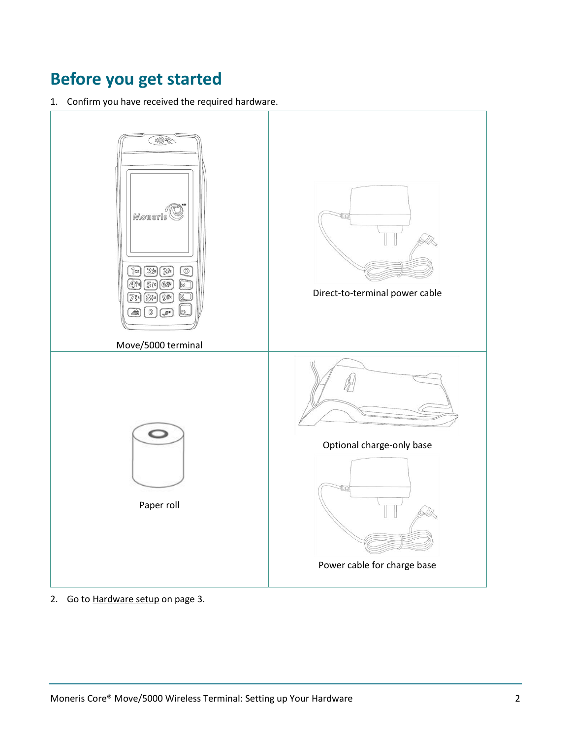# Before you get started

1. Confirm you have received the required hardware.

| | |
|---|---|
| Move/5000 terminal | Direct-to-terminal power cable |
| Paper roll | Optional charge-only base<br>Power cable for charge base |

2. Go to Hardware setup on page 3.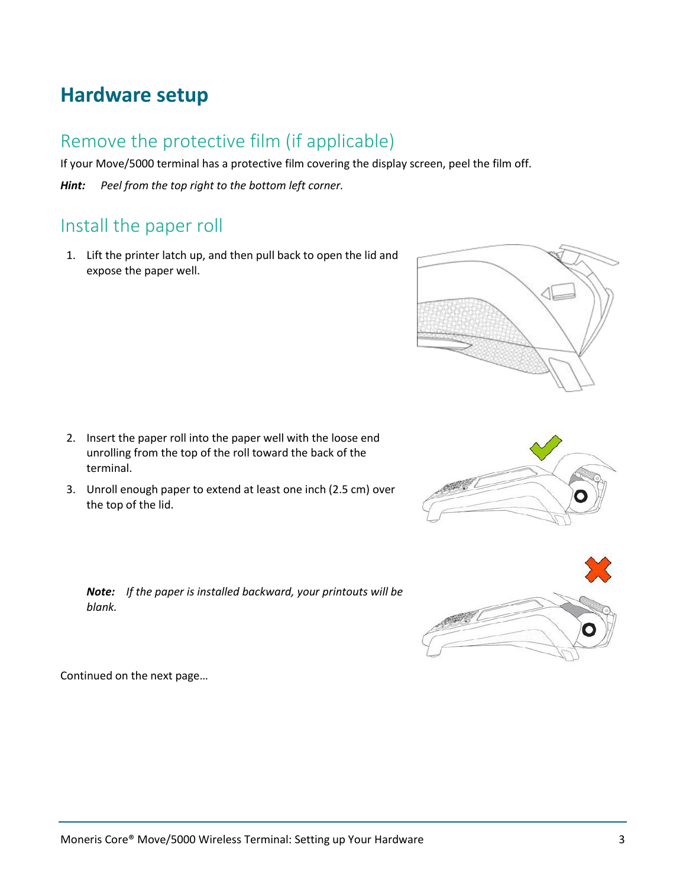# Hardware setup

## Remove the protective film (if applicable)

If your Move/5000 terminal has a protective film covering the display screen, peel the film off.

***Hint:*** *Peel from the top right to the bottom left corner.*

## Install the paper roll

1. Lift the printer latch up, and then pull back to open the lid and expose the paper well.
2. Insert the paper roll into the paper well with the loose end unrolling from the top of the roll toward the back of the terminal.
3. Unroll enough paper to extend at least one inch (2.5 cm) over the top of the lid.

   ***Note:*** *If the paper is installed backward, your printouts will be blank.*

Continued on the next page…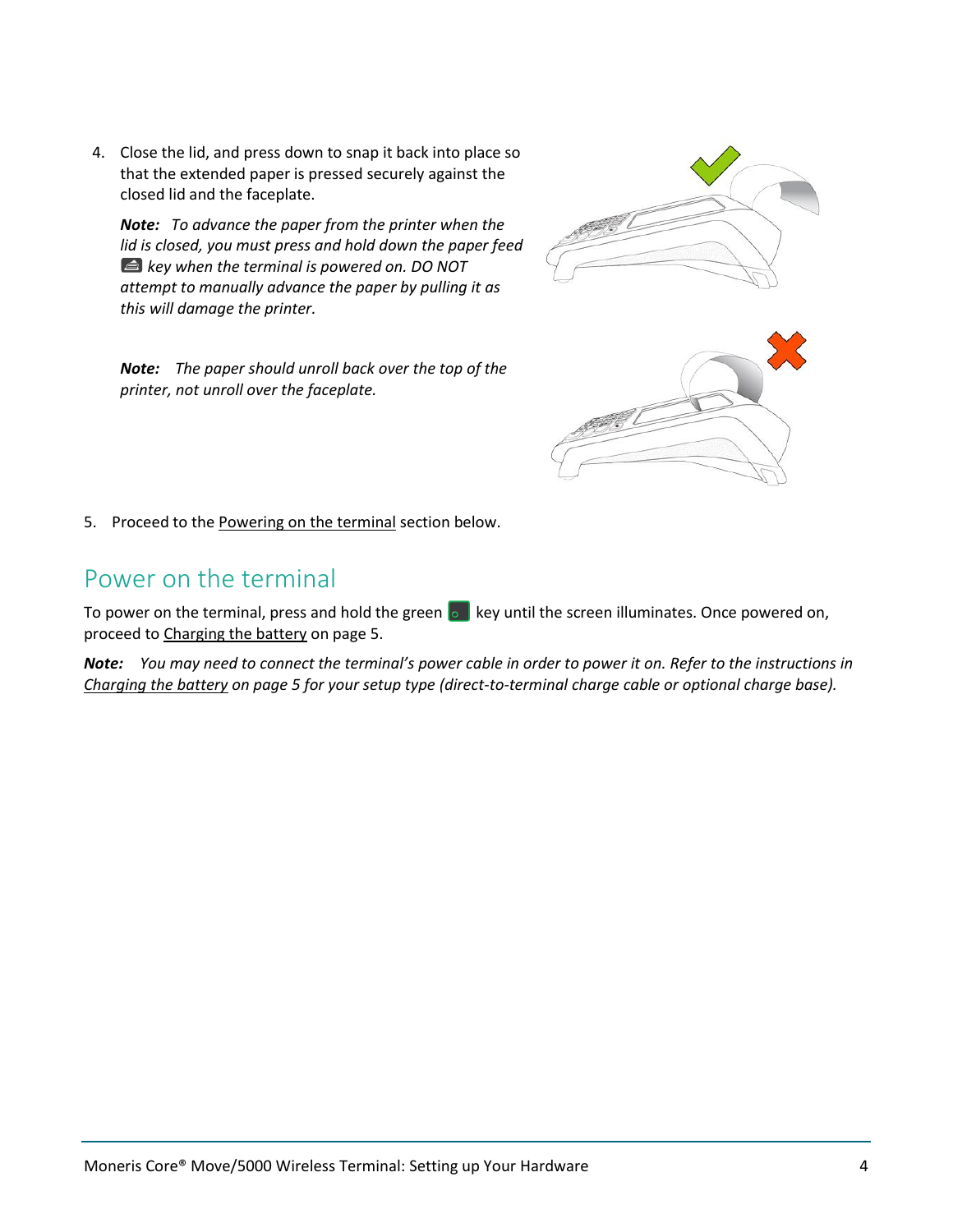4. Close the lid, and press down to snap it back into place so that the extended paper is pressed securely against the closed lid and the faceplate.

   ***Note:*** *To advance the paper from the printer when the lid is closed, you must press and hold down the paper feed key when the terminal is powered on. DO NOT attempt to manually advance the paper by pulling it as this will damage the printer.*

   ***Note:*** *The paper should unroll back over the top of the printer, not unroll over the faceplate.*

5. Proceed to the Powering on the terminal section below.

## Power on the terminal

To power on the terminal, press and hold the green key until the screen illuminates. Once powered on, proceed to Charging the battery on page 5.

***Note:*** *You may need to connect the terminal's power cable in order to power it on. Refer to the instructions in Charging the battery on page 5 for your setup type (direct-to-terminal charge cable or optional charge base).*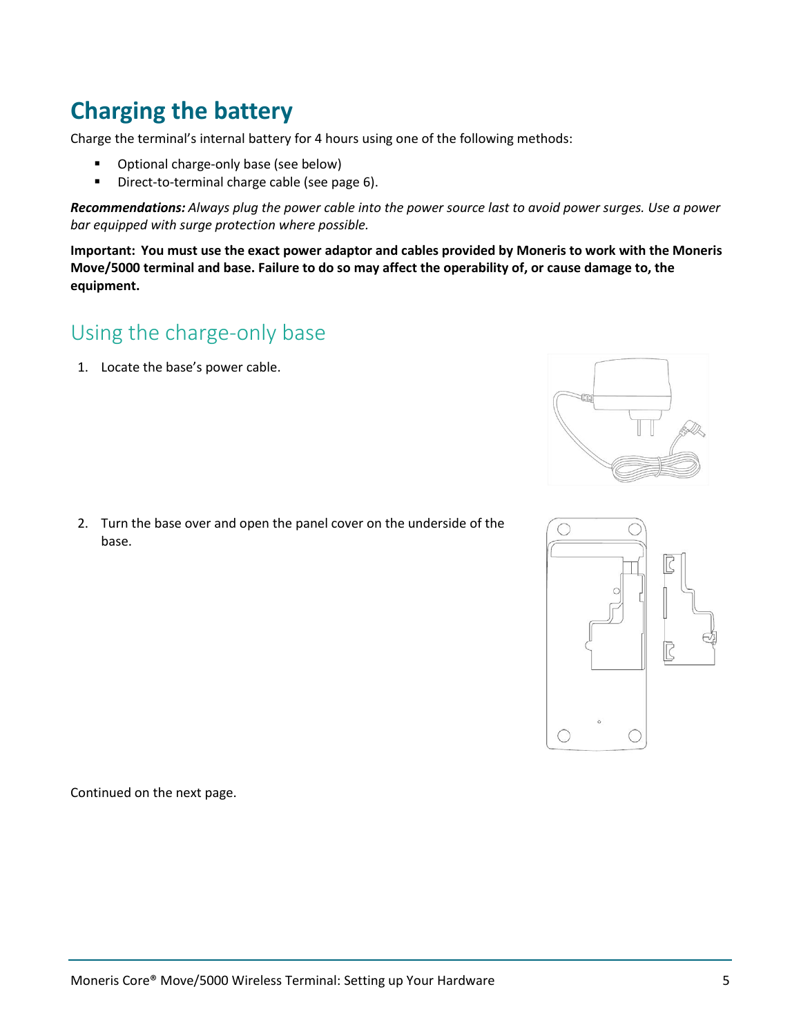# Charging the battery

Charge the terminal's internal battery for 4 hours using one of the following methods:

- Optional charge-only base (see below)
- Direct-to-terminal charge cable (see page 6).

***Recommendations:*** *Always plug the power cable into the power source last to avoid power surges. Use a power bar equipped with surge protection where possible.*

**Important: You must use the exact power adaptor and cables provided by Moneris to work with the Moneris Move/5000 terminal and base. Failure to do so may affect the operability of, or cause damage to, the equipment.**

## Using the charge-only base

1. Locate the base's power cable.

2. Turn the base over and open the panel cover on the underside of the base.

Continued on the next page.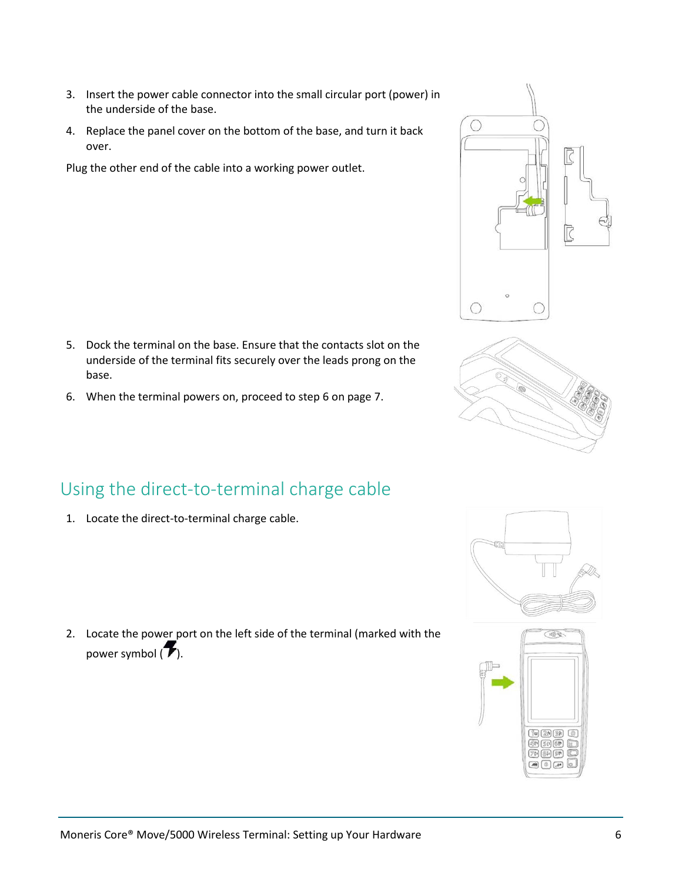3. Insert the power cable connector into the small circular port (power) in the underside of the base.
4. Replace the panel cover on the bottom of the base, and turn it back over.

Plug the other end of the cable into a working power outlet.

5. Dock the terminal on the base. Ensure that the contacts slot on the underside of the terminal fits securely over the leads prong on the base.
6. When the terminal powers on, proceed to step 6 on page 7.

## Using the direct-to-terminal charge cable

1. Locate the direct-to-terminal charge cable.
2. Locate the power port on the left side of the terminal (marked with the power symbol ( ).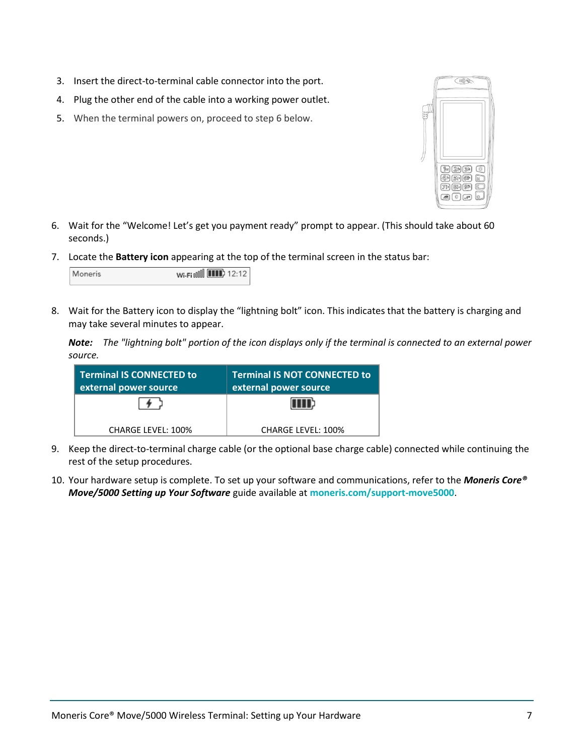3. Insert the direct-to-terminal cable connector into the port.
4. Plug the other end of the cable into a working power outlet.
5. When the terminal powers on, proceed to step 6 below.

6. Wait for the “Welcome! Let’s get you payment ready” prompt to appear. (This should take about 60 seconds.)
7. Locate the **Battery icon** appearing at the top of the terminal screen in the status bar:

   Moneris Wi-Fi 12:12

8. Wait for the Battery icon to display the “lightning bolt” icon. This indicates that the battery is charging and may take several minutes to appear.

   ***Note:*** *The "lightning bolt" portion of the icon displays only if the terminal is connected to an external power source.*

| Terminal IS CONNECTED to external power source | Terminal IS NOT CONNECTED to external power source |
|---|---|
| CHARGE LEVEL: 100% | CHARGE LEVEL: 100% |

9. Keep the direct-to-terminal charge cable (or the optional base charge cable) connected while continuing the rest of the setup procedures.
10. Your hardware setup is complete. To set up your software and communications, refer to the ***Moneris Core® Move/5000 Setting up Your Software*** guide available at **moneris.com/support-move5000**.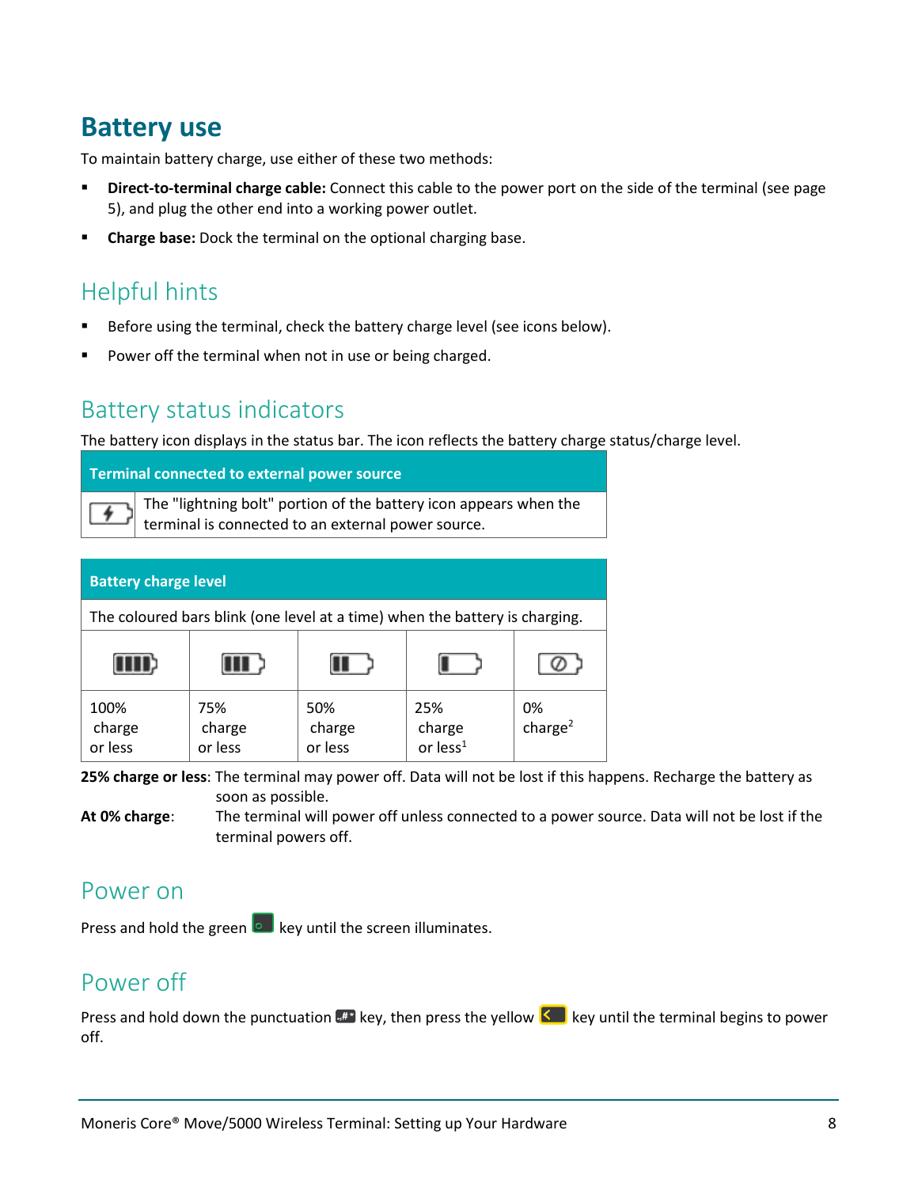# Battery use

To maintain battery charge, use either of these two methods:

- **Direct-to-terminal charge cable:** Connect this cable to the power port on the side of the terminal (see page 5), and plug the other end into a working power outlet.
- **Charge base:** Dock the terminal on the optional charging base.

## Helpful hints

- Before using the terminal, check the battery charge level (see icons below).
- Power off the terminal when not in use or being charged.

## Battery status indicators

The battery icon displays in the status bar. The icon reflects the battery charge status/charge level.

| Terminal connected to external power source | |
|---|---|
| | The "lightning bolt" portion of the battery icon appears when the terminal is connected to an external power source. |

| Battery charge level | | | | |
|---|---|---|---|---|
| The coloured bars blink (one level at a time) when the battery is charging. | | | | |
| | | | | |
| 100% charge or less | 75% charge or less | 50% charge or less | 25% charge or less[1] | 0% charge[2] |

**25% charge or less**: The terminal may power off. Data will not be lost if this happens. Recharge the battery as soon as possible.

**At 0% charge**: The terminal will power off unless connected to a power source. Data will not be lost if the terminal powers off.

## Power on

Press and hold the green key until the screen illuminates.

## Power off

Press and hold down the punctuation key, then press the yellow key until the terminal begins to power off.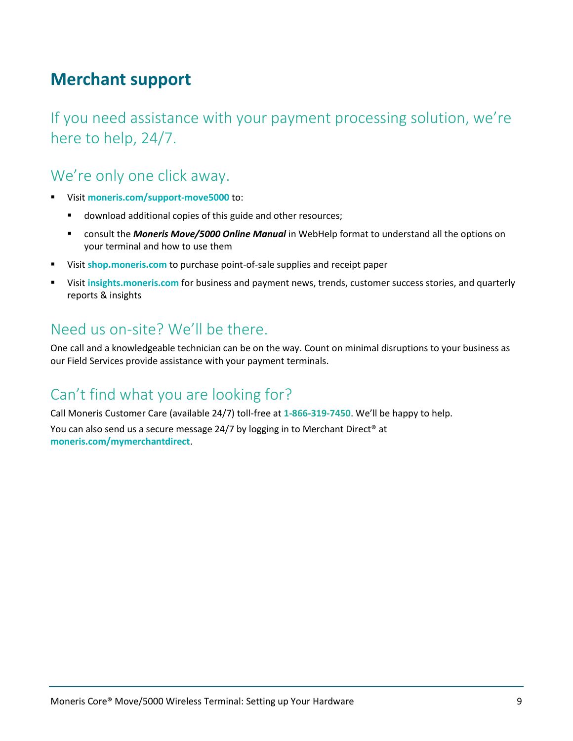# Merchant support

## If you need assistance with your payment processing solution, we're here to help, 24/7.

### We're only one click away.

- Visit **moneris.com/support-move5000** to:
  - download additional copies of this guide and other resources;
  - consult the ***Moneris Move/5000 Online Manual*** in WebHelp format to understand all the options on your terminal and how to use them
- Visit **shop.moneris.com** to purchase point-of-sale supplies and receipt paper
- Visit **insights.moneris.com** for business and payment news, trends, customer success stories, and quarterly reports & insights

### Need us on-site? We'll be there.

One call and a knowledgeable technician can be on the way. Count on minimal disruptions to your business as our Field Services provide assistance with your payment terminals.

### Can't find what you are looking for?

Call Moneris Customer Care (available 24/7) toll-free at **1-866-319-7450**. We'll be happy to help.

You can also send us a secure message 24/7 by logging in to Merchant Direct® at **moneris.com/mymerchantdirect**.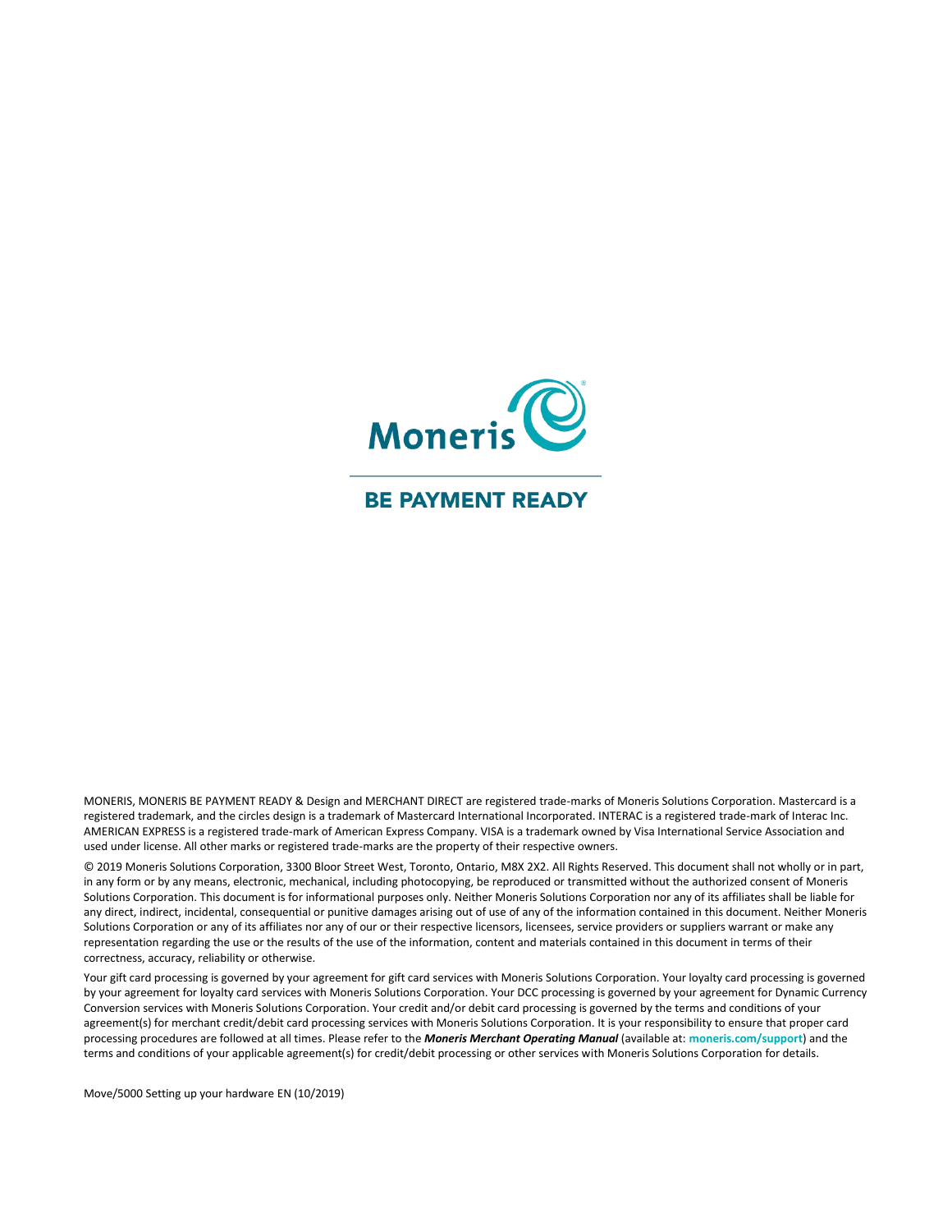Moneris

**BE PAYMENT READY**

MONERIS, MONERIS BE PAYMENT READY & Design and MERCHANT DIRECT are registered trade-marks of Moneris Solutions Corporation. Mastercard is a registered trademark, and the circles design is a trademark of Mastercard International Incorporated. INTERAC is a registered trade-mark of Interac Inc. AMERICAN EXPRESS is a registered trade-mark of American Express Company. VISA is a trademark owned by Visa International Service Association and used under license. All other marks or registered trade-marks are the property of their respective owners.

© 2019 Moneris Solutions Corporation, 3300 Bloor Street West, Toronto, Ontario, M8X 2X2. All Rights Reserved. This document shall not wholly or in part, in any form or by any means, electronic, mechanical, including photocopying, be reproduced or transmitted without the authorized consent of Moneris Solutions Corporation. This document is for informational purposes only. Neither Moneris Solutions Corporation nor any of its affiliates shall be liable for any direct, indirect, incidental, consequential or punitive damages arising out of use of any of the information contained in this document. Neither Moneris Solutions Corporation or any of its affiliates nor any of our or their respective licensors, licensees, service providers or suppliers warrant or make any representation regarding the use or the results of the use of the information, content and materials contained in this document in terms of their correctness, accuracy, reliability or otherwise.

Your gift card processing is governed by your agreement for gift card services with Moneris Solutions Corporation. Your loyalty card processing is governed by your agreement for loyalty card services with Moneris Solutions Corporation. Your DCC processing is governed by your agreement for Dynamic Currency Conversion services with Moneris Solutions Corporation. Your credit and/or debit card processing is governed by the terms and conditions of your agreement(s) for merchant credit/debit card processing services with Moneris Solutions Corporation. It is your responsibility to ensure that proper card processing procedures are followed at all times. Please refer to the ***Moneris Merchant Operating Manual*** (available at: **moneris.com/support**) and the terms and conditions of your applicable agreement(s) for credit/debit processing or other services with Moneris Solutions Corporation for details.

Move/5000 Setting up your hardware EN (10/2019)